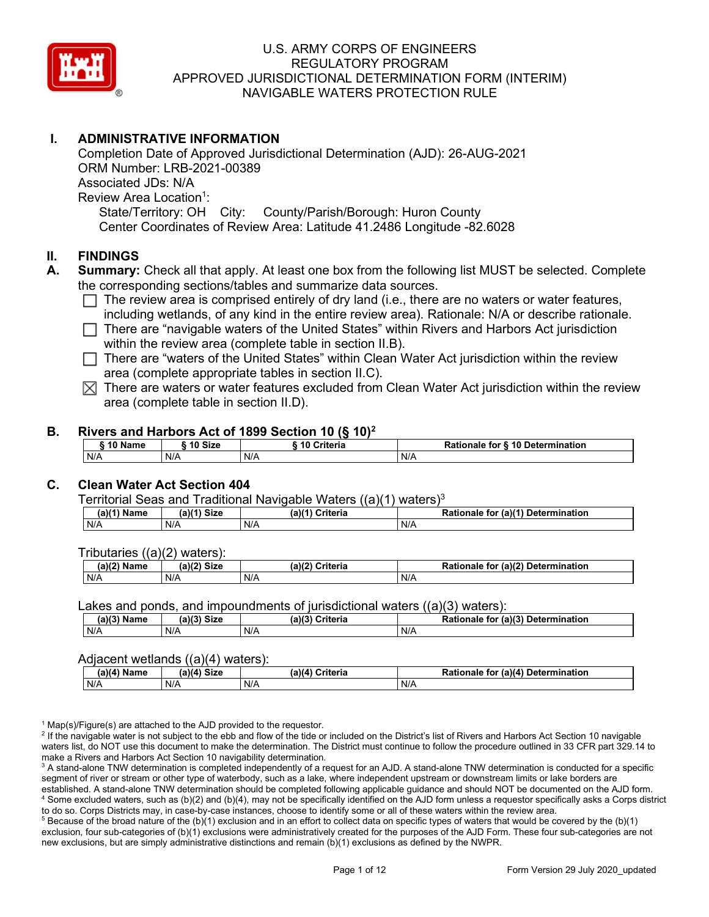# U.S. ARMY CORPS OF ENGINEERS
# REGULATORY PROGRAM
# APPROVED JURISDICTIONAL DETERMINATION FORM (INTERIM)
# NAVIGABLE WATERS PROTECTION RULE

## I. ADMINISTRATIVE INFORMATION

Completion Date of Approved Jurisdictional Determination (AJD): 26-AUG-2021
ORM Number: LRB-2021-00389
Associated JDs: N/A
Review Area Location[1]:
State/Territory: OH City: County/Parish/Borough: Huron County
Center Coordinates of Review Area: Latitude 41.2486 Longitude -82.6028

## II. FINDINGS

**A. Summary:** Check all that apply. At least one box from the following list MUST be selected. Complete the corresponding sections/tables and summarize data sources.

- ☐ The review area is comprised entirely of dry land (i.e., there are no waters or water features, including wetlands, of any kind in the entire review area). Rationale: N/A or describe rationale.
- ☐ There are "navigable waters of the United States" within Rivers and Harbors Act jurisdiction within the review area (complete table in section II.B).
- ☐ There are "waters of the United States" within Clean Water Act jurisdiction within the review area (complete appropriate tables in section II.C).
- ☒ There are waters or water features excluded from Clean Water Act jurisdiction within the review area (complete table in section II.D).

**B. Rivers and Harbors Act of 1899 Section 10 (§ 10)[2]**

| § 10 Name | § 10 Size | § 10 Criteria | Rationale for § 10 Determination |
|---|---|---|---|
| N/A | N/A | N/A | N/A |

**C. Clean Water Act Section 404**

Territorial Seas and Traditional Navigable Waters ((a)(1) waters)[3]

| (a)(1) Name | (a)(1) Size | (a)(1) Criteria | Rationale for (a)(1) Determination |
|---|---|---|---|
| N/A | N/A | N/A | N/A |

Tributaries ((a)(2) waters):

| (a)(2) Name | (a)(2) Size | (a)(2) Criteria | Rationale for (a)(2) Determination |
|---|---|---|---|
| N/A | N/A | N/A | N/A |

Lakes and ponds, and impoundments of jurisdictional waters ((a)(3) waters):

| (a)(3) Name | (a)(3) Size | (a)(3) Criteria | Rationale for (a)(3) Determination |
|---|---|---|---|
| N/A | N/A | N/A | N/A |

Adjacent wetlands ((a)(4) waters):

| (a)(4) Name | (a)(4) Size | (a)(4) Criteria | Rationale for (a)(4) Determination |
|---|---|---|---|
| N/A | N/A | N/A | N/A |

[1] Map(s)/Figure(s) are attached to the AJD provided to the requestor.
[2] If the navigable water is not subject to the ebb and flow of the tide or included on the District's list of Rivers and Harbors Act Section 10 navigable waters list, do NOT use this document to make the determination. The District must continue to follow the procedure outlined in 33 CFR part 329.14 to make a Rivers and Harbors Act Section 10 navigability determination.
[3] A stand-alone TNW determination is completed independently of a request for an AJD. A stand-alone TNW determination is conducted for a specific segment of river or stream or other type of waterbody, such as a lake, where independent upstream or downstream limits or lake borders are established. A stand-alone TNW determination should be completed following applicable guidance and should NOT be documented on the AJD form.
[4] Some excluded waters, such as (b)(2) and (b)(4), may not be specifically identified on the AJD form unless a requestor specifically asks a Corps district to do so. Corps Districts may, in case-by-case instances, choose to identify some or all of these waters within the review area.
[5] Because of the broad nature of the (b)(1) exclusion and in an effort to collect data on specific types of waters that would be covered by the (b)(1) exclusion, four sub-categories of (b)(1) exclusions were administratively created for the purposes of the AJD Form. These four sub-categories are not new exclusions, but are simply administrative distinctions and remain (b)(1) exclusions as defined by the NWPR.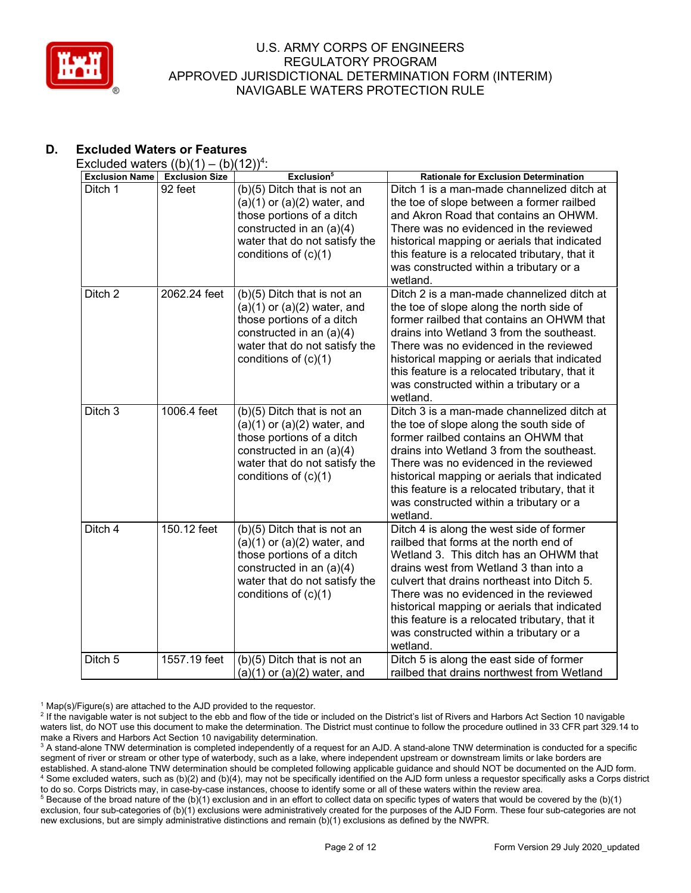## D. Excluded Waters or Features

Excluded waters ((b)(1) – (b)(12))[4]:

| Exclusion Name | Exclusion Size | Exclusion[5] | Rationale for Exclusion Determination |
|---|---|---|---|
| Ditch 1 | 92 feet | (b)(5) Ditch that is not an (a)(1) or (a)(2) water, and those portions of a ditch constructed in an (a)(4) water that do not satisfy the conditions of (c)(1) | Ditch 1 is a man-made channelized ditch at the toe of slope between a former railbed and Akron Road that contains an OHWM. There was no evidenced in the reviewed historical mapping or aerials that indicated this feature is a relocated tributary, that it was constructed within a tributary or a wetland. |
| Ditch 2 | 2062.24 feet | (b)(5) Ditch that is not an (a)(1) or (a)(2) water, and those portions of a ditch constructed in an (a)(4) water that do not satisfy the conditions of (c)(1) | Ditch 2 is a man-made channelized ditch at the toe of slope along the north side of former railbed that contains an OHWM that drains into Wetland 3 from the southeast. There was no evidenced in the reviewed historical mapping or aerials that indicated this feature is a relocated tributary, that it was constructed within a tributary or a wetland. |
| Ditch 3 | 1006.4 feet | (b)(5) Ditch that is not an (a)(1) or (a)(2) water, and those portions of a ditch constructed in an (a)(4) water that do not satisfy the conditions of (c)(1) | Ditch 3 is a man-made channelized ditch at the toe of slope along the south side of former railbed contains an OHWM that drains into Wetland 3 from the southeast. There was no evidenced in the reviewed historical mapping or aerials that indicated this feature is a relocated tributary, that it was constructed within a tributary or a wetland. |
| Ditch 4 | 150.12 feet | (b)(5) Ditch that is not an (a)(1) or (a)(2) water, and those portions of a ditch constructed in an (a)(4) water that do not satisfy the conditions of (c)(1) | Ditch 4 is along the west side of former railbed that forms at the north end of Wetland 3. This ditch has an OHWM that drains west from Wetland 3 than into a culvert that drains northeast into Ditch 5. There was no evidenced in the reviewed historical mapping or aerials that indicated this feature is a relocated tributary, that it was constructed within a tributary or a wetland. |
| Ditch 5 | 1557.19 feet | (b)(5) Ditch that is not an (a)(1) or (a)(2) water, and | Ditch 5 is along the east side of former railbed that drains northwest from Wetland |

[1] Map(s)/Figure(s) are attached to the AJD provided to the requestor.

[2] If the navigable water is not subject to the ebb and flow of the tide or included on the District's list of Rivers and Harbors Act Section 10 navigable waters list, do NOT use this document to make the determination. The District must continue to follow the procedure outlined in 33 CFR part 329.14 to make a Rivers and Harbors Act Section 10 navigability determination.

[3] A stand-alone TNW determination is completed independently of a request for an AJD. A stand-alone TNW determination is conducted for a specific segment of river or stream or other type of waterbody, such as a lake, where independent upstream or downstream limits or lake borders are established. A stand-alone TNW determination should be completed following applicable guidance and should NOT be documented on the AJD form.

[4] Some excluded waters, such as (b)(2) and (b)(4), may not be specifically identified on the AJD form unless a requestor specifically asks a Corps district to do so. Corps Districts may, in case-by-case instances, choose to identify some or all of these waters within the review area.

[5] Because of the broad nature of the (b)(1) exclusion and in an effort to collect data on specific types of waters that would be covered by the (b)(1) exclusion, four sub-categories of (b)(1) exclusions were administratively created for the purposes of the AJD Form. These four sub-categories are not new exclusions, but are simply administrative distinctions and remain (b)(1) exclusions as defined by the NWPR.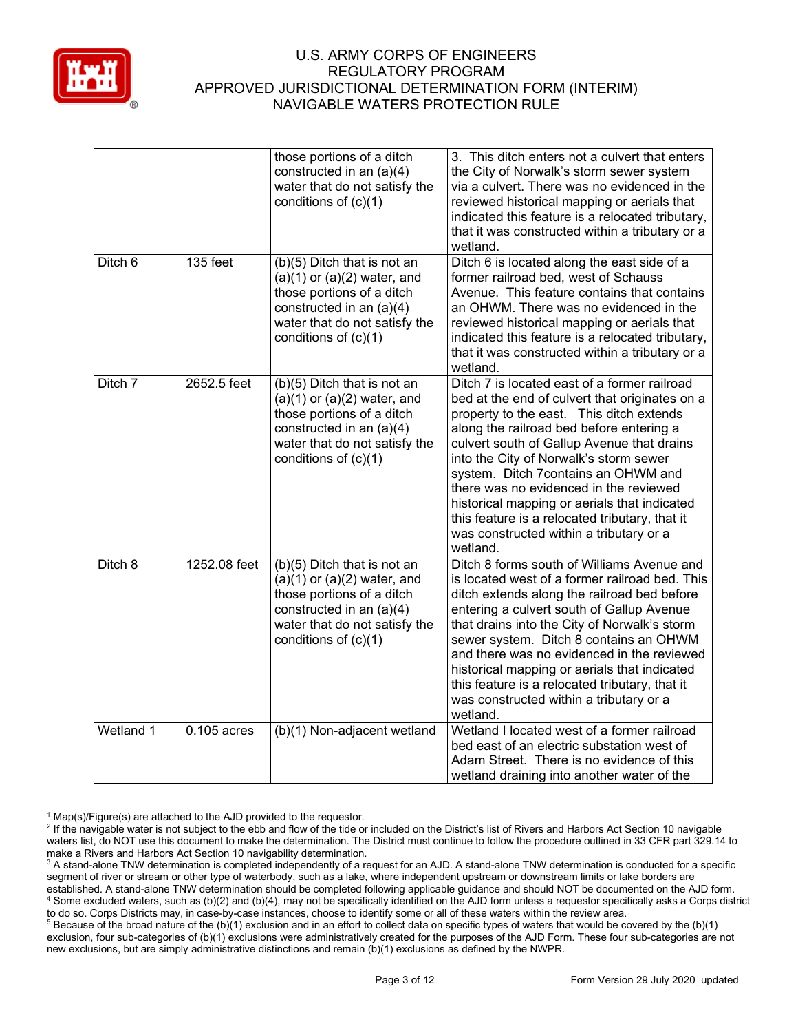| | | | |
|---|---|---|---|
| | | those portions of a ditch constructed in an (a)(4) water that do not satisfy the conditions of (c)(1) | 3. This ditch enters not a culvert that enters the City of Norwalk's storm sewer system via a culvert. There was no evidenced in the reviewed historical mapping or aerials that indicated this feature is a relocated tributary, that it was constructed within a tributary or a wetland. |
| Ditch 6 | 135 feet | (b)(5) Ditch that is not an (a)(1) or (a)(2) water, and those portions of a ditch constructed in an (a)(4) water that do not satisfy the conditions of (c)(1) | Ditch 6 is located along the east side of a former railroad bed, west of Schauss Avenue. This feature contains that contains an OHWM. There was no evidenced in the reviewed historical mapping or aerials that indicated this feature is a relocated tributary, that it was constructed within a tributary or a wetland. |
| Ditch 7 | 2652.5 feet | (b)(5) Ditch that is not an (a)(1) or (a)(2) water, and those portions of a ditch constructed in an (a)(4) water that do not satisfy the conditions of (c)(1) | Ditch 7 is located east of a former railroad bed at the end of culvert that originates on a property to the east. This ditch extends along the railroad bed before entering a culvert south of Gallup Avenue that drains into the City of Norwalk's storm sewer system. Ditch 7contains an OHWM and there was no evidenced in the reviewed historical mapping or aerials that indicated this feature is a relocated tributary, that it was constructed within a tributary or a wetland. |
| Ditch 8 | 1252.08 feet | (b)(5) Ditch that is not an (a)(1) or (a)(2) water, and those portions of a ditch constructed in an (a)(4) water that do not satisfy the conditions of (c)(1) | Ditch 8 forms south of Williams Avenue and is located west of a former railroad bed. This ditch extends along the railroad bed before entering a culvert south of Gallup Avenue that drains into the City of Norwalk's storm sewer system. Ditch 8 contains an OHWM and there was no evidenced in the reviewed historical mapping or aerials that indicated this feature is a relocated tributary, that it was constructed within a tributary or a wetland. |
| Wetland 1 | 0.105 acres | (b)(1) Non-adjacent wetland | Wetland I located west of a former railroad bed east of an electric substation west of Adam Street. There is no evidence of this wetland draining into another water of the |

[1] Map(s)/Figure(s) are attached to the AJD provided to the requestor.

[2] If the navigable water is not subject to the ebb and flow of the tide or included on the District's list of Rivers and Harbors Act Section 10 navigable waters list, do NOT use this document to make the determination. The District must continue to follow the procedure outlined in 33 CFR part 329.14 to make a Rivers and Harbors Act Section 10 navigability determination.

[3] A stand-alone TNW determination is completed independently of a request for an AJD. A stand-alone TNW determination is conducted for a specific segment of river or stream or other type of waterbody, such as a lake, where independent upstream or downstream limits or lake borders are established. A stand-alone TNW determination should be completed following applicable guidance and should NOT be documented on the AJD form.

[4] Some excluded waters, such as (b)(2) and (b)(4), may not be specifically identified on the AJD form unless a requestor specifically asks a Corps district to do so. Corps Districts may, in case-by-case instances, choose to identify some or all of these waters within the review area.

[5] Because of the broad nature of the (b)(1) exclusion and in an effort to collect data on specific types of waters that would be covered by the (b)(1) exclusion, four sub-categories of (b)(1) exclusions were administratively created for the purposes of the AJD Form. These four sub-categories are not new exclusions, but are simply administrative distinctions and remain (b)(1) exclusions as defined by the NWPR.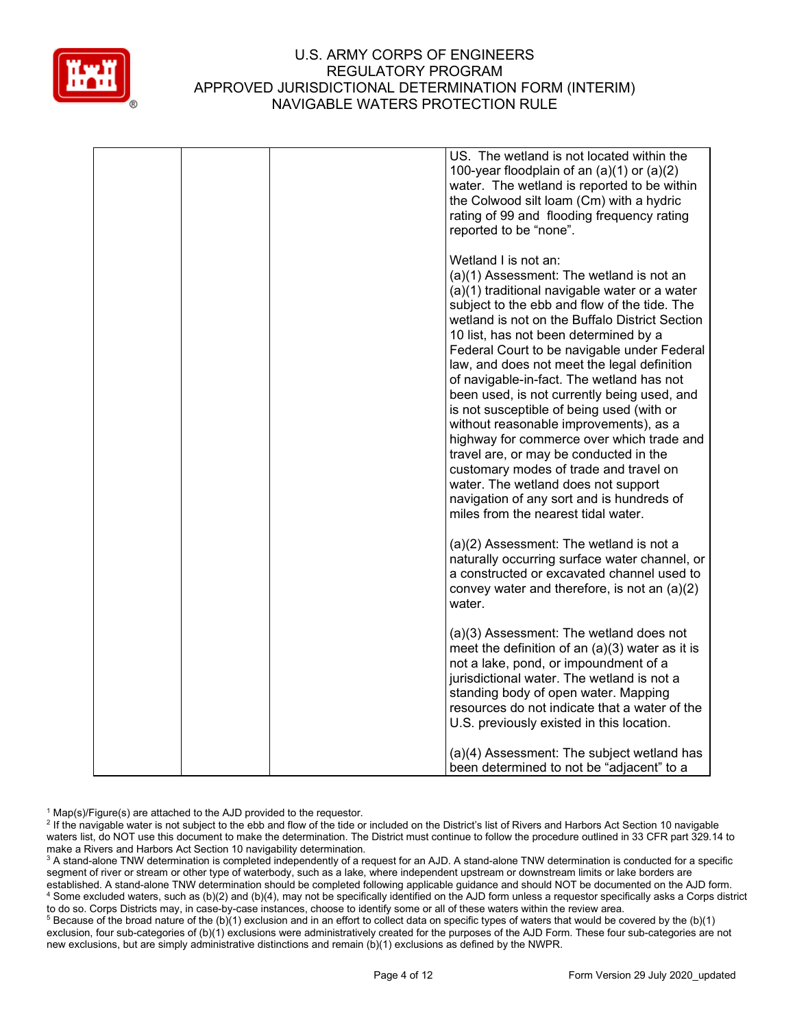| | | | US. The wetland is not located within the 100-year floodplain of an (a)(1) or (a)(2) water. The wetland is reported to be within the Colwood silt loam (Cm) with a hydric rating of 99 and flooding frequency rating reported to be "none".<br><br>Wetland I is not an:<br>(a)(1) Assessment: The wetland is not an (a)(1) traditional navigable water or a water subject to the ebb and flow of the tide. The wetland is not on the Buffalo District Section 10 list, has not been determined by a Federal Court to be navigable under Federal law, and does not meet the legal definition of navigable-in-fact. The wetland has not been used, is not currently being used, and is not susceptible of being used (with or without reasonable improvements), as a highway for commerce over which trade and travel are, or may be conducted in the customary modes of trade and travel on water. The wetland does not support navigation of any sort and is hundreds of miles from the nearest tidal water.<br><br>(a)(2) Assessment: The wetland is not a naturally occurring surface water channel, or a constructed or excavated channel used to convey water and therefore, is not an (a)(2) water.<br><br>(a)(3) Assessment: The wetland does not meet the definition of an (a)(3) water as it is not a lake, pond, or impoundment of a jurisdictional water. The wetland is not a standing body of open water. Mapping resources do not indicate that a water of the U.S. previously existed in this location.<br><br>(a)(4) Assessment: The subject wetland has been determined to not be "adjacent" to a |
|---|---|---|---|

[1] Map(s)/Figure(s) are attached to the AJD provided to the requestor.
[2] If the navigable water is not subject to the ebb and flow of the tide or included on the District's list of Rivers and Harbors Act Section 10 navigable waters list, do NOT use this document to make the determination. The District must continue to follow the procedure outlined in 33 CFR part 329.14 to make a Rivers and Harbors Act Section 10 navigability determination.
[3] A stand-alone TNW determination is completed independently of a request for an AJD. A stand-alone TNW determination is conducted for a specific segment of river or stream or other type of waterbody, such as a lake, where independent upstream or downstream limits or lake borders are established. A stand-alone TNW determination should be completed following applicable guidance and should NOT be documented on the AJD form.
[4] Some excluded waters, such as (b)(2) and (b)(4), may not be specifically identified on the AJD form unless a requestor specifically asks a Corps district to do so. Corps Districts may, in case-by-case instances, choose to identify some or all of these waters within the review area.
[5] Because of the broad nature of the (b)(1) exclusion and in an effort to collect data on specific types of waters that would be covered by the (b)(1) exclusion, four sub-categories of (b)(1) exclusions were administratively created for the purposes of the AJD Form. These four sub-categories are not new exclusions, but are simply administrative distinctions and remain (b)(1) exclusions as defined by the NWPR.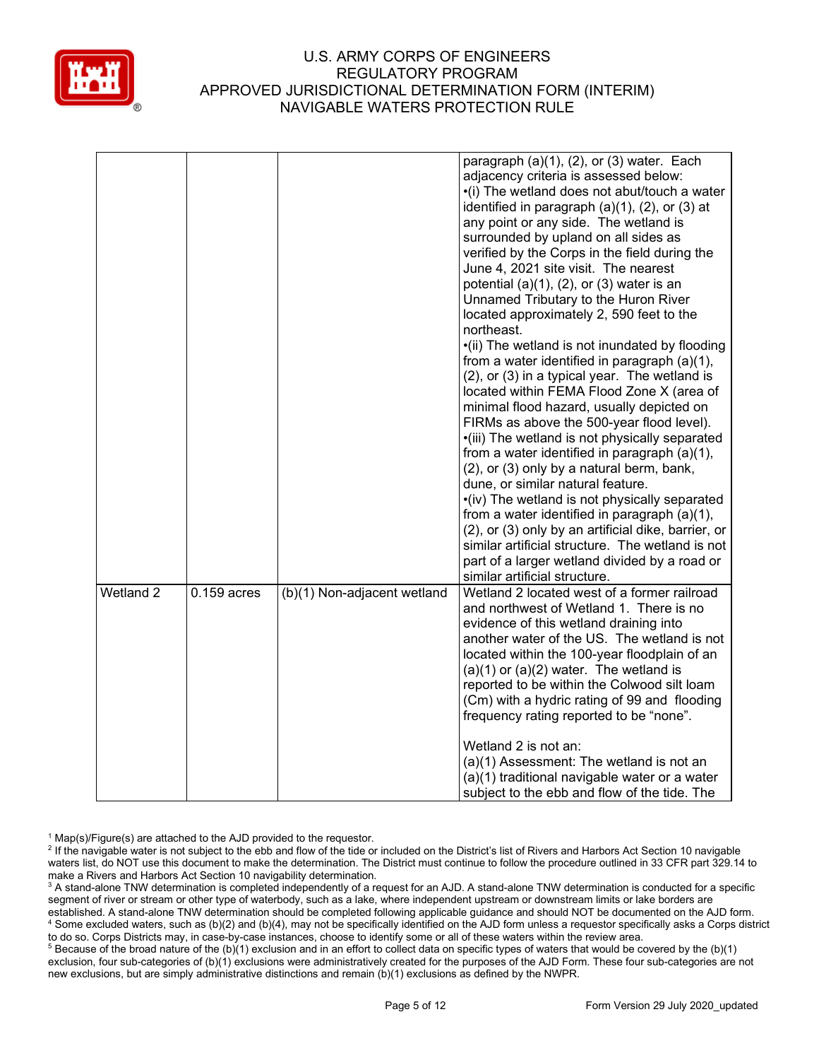| | | | |
|---|---|---|---|
| | | | paragraph (a)(1), (2), or (3) water. Each adjacency criteria is assessed below:<br>•(i) The wetland does not abut/touch a water identified in paragraph (a)(1), (2), or (3) at any point or any side. The wetland is surrounded by upland on all sides as verified by the Corps in the field during the June 4, 2021 site visit. The nearest potential (a)(1), (2), or (3) water is an Unnamed Tributary to the Huron River located approximately 2, 590 feet to the northeast.<br>•(ii) The wetland is not inundated by flooding from a water identified in paragraph (a)(1), (2), or (3) in a typical year. The wetland is located within FEMA Flood Zone X (area of minimal flood hazard, usually depicted on FIRMs as above the 500-year flood level).<br>•(iii) The wetland is not physically separated from a water identified in paragraph (a)(1), (2), or (3) only by a natural berm, bank, dune, or similar natural feature.<br>•(iv) The wetland is not physically separated from a water identified in paragraph (a)(1), (2), or (3) only by an artificial dike, barrier, or similar artificial structure. The wetland is not part of a larger wetland divided by a road or similar artificial structure. |
| Wetland 2 | 0.159 acres | (b)(1) Non-adjacent wetland | Wetland 2 located west of a former railroad and northwest of Wetland 1. There is no evidence of this wetland draining into another water of the US. The wetland is not located within the 100-year floodplain of an (a)(1) or (a)(2) water. The wetland is reported to be within the Colwood silt loam (Cm) with a hydric rating of 99 and flooding frequency rating reported to be "none".<br><br>Wetland 2 is not an:<br>(a)(1) Assessment: The wetland is not an (a)(1) traditional navigable water or a water subject to the ebb and flow of the tide. The |

[1] Map(s)/Figure(s) are attached to the AJD provided to the requestor.
[2] If the navigable water is not subject to the ebb and flow of the tide or included on the District's list of Rivers and Harbors Act Section 10 navigable waters list, do NOT use this document to make the determination. The District must continue to follow the procedure outlined in 33 CFR part 329.14 to make a Rivers and Harbors Act Section 10 navigability determination.
[3] A stand-alone TNW determination is completed independently of a request for an AJD. A stand-alone TNW determination is conducted for a specific segment of river or stream or other type of waterbody, such as a lake, where independent upstream or downstream limits or lake borders are established. A stand-alone TNW determination should be completed following applicable guidance and should NOT be documented on the AJD form.
[4] Some excluded waters, such as (b)(2) and (b)(4), may not be specifically identified on the AJD form unless a requestor specifically asks a Corps district to do so. Corps Districts may, in case-by-case instances, choose to identify some or all of these waters within the review area.
[5] Because of the broad nature of the (b)(1) exclusion and in an effort to collect data on specific types of waters that would be covered by the (b)(1) exclusion, four sub-categories of (b)(1) exclusions were administratively created for the purposes of the AJD Form. These four sub-categories are not new exclusions, but are simply administrative distinctions and remain (b)(1) exclusions as defined by the NWPR.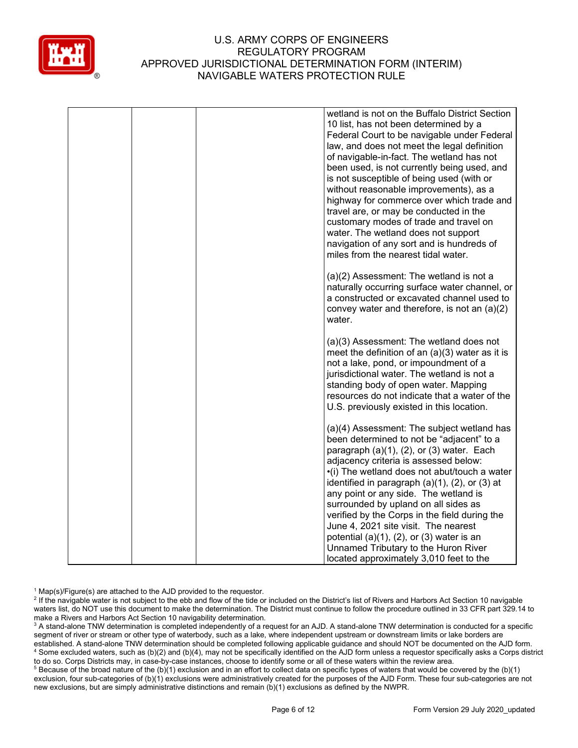# U.S. ARMY CORPS OF ENGINEERS
# REGULATORY PROGRAM
# APPROVED JURISDICTIONAL DETERMINATION FORM (INTERIM)
# NAVIGABLE WATERS PROTECTION RULE

| | | | |
|---|---|---|---|
| | | | wetland is not on the Buffalo District Section 10 list, has not been determined by a Federal Court to be navigable under Federal law, and does not meet the legal definition of navigable-in-fact. The wetland has not been used, is not currently being used, and is not susceptible of being used (with or without reasonable improvements), as a highway for commerce over which trade and travel are, or may be conducted in the customary modes of trade and travel on water. The wetland does not support navigation of any sort and is hundreds of miles from the nearest tidal water.<br><br>(a)(2) Assessment: The wetland is not a naturally occurring surface water channel, or a constructed or excavated channel used to convey water and therefore, is not an (a)(2) water.<br><br>(a)(3) Assessment: The wetland does not meet the definition of an (a)(3) water as it is not a lake, pond, or impoundment of a jurisdictional water. The wetland is not a standing body of open water. Mapping resources do not indicate that a water of the U.S. previously existed in this location.<br><br>(a)(4) Assessment: The subject wetland has been determined to not be "adjacent" to a paragraph (a)(1), (2), or (3) water. Each adjacency criteria is assessed below:<br>•(i) The wetland does not abut/touch a water identified in paragraph (a)(1), (2), or (3) at any point or any side. The wetland is surrounded by upland on all sides as verified by the Corps in the field during the June 4, 2021 site visit. The nearest potential (a)(1), (2), or (3) water is an Unnamed Tributary to the Huron River located approximately 3,010 feet to the |

[1] Map(s)/Figure(s) are attached to the AJD provided to the requestor.
[2] If the navigable water is not subject to the ebb and flow of the tide or included on the District's list of Rivers and Harbors Act Section 10 navigable waters list, do NOT use this document to make the determination. The District must continue to follow the procedure outlined in 33 CFR part 329.14 to make a Rivers and Harbors Act Section 10 navigability determination.
[3] A stand-alone TNW determination is completed independently of a request for an AJD. A stand-alone TNW determination is conducted for a specific segment of river or stream or other type of waterbody, such as a lake, where independent upstream or downstream limits or lake borders are established. A stand-alone TNW determination should be completed following applicable guidance and should NOT be documented on the AJD form.
[4] Some excluded waters, such as (b)(2) and (b)(4), may not be specifically identified on the AJD form unless a requestor specifically asks a Corps district to do so. Corps Districts may, in case-by-case instances, choose to identify some or all of these waters within the review area.
[5] Because of the broad nature of the (b)(1) exclusion and in an effort to collect data on specific types of waters that would be covered by the (b)(1) exclusion, four sub-categories of (b)(1) exclusions were administratively created for the purposes of the AJD Form. These four sub-categories are not new exclusions, but are simply administrative distinctions and remain (b)(1) exclusions as defined by the NWPR.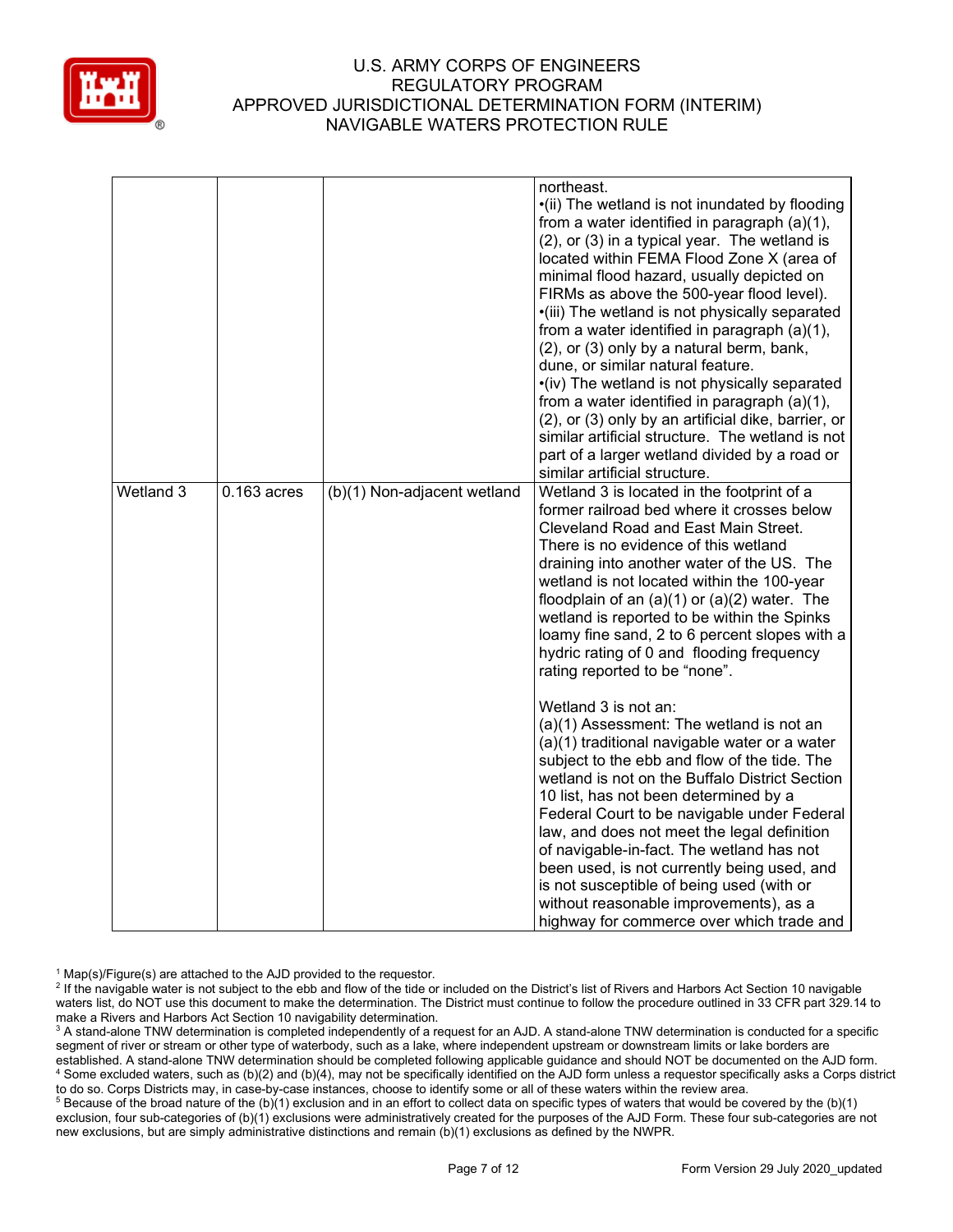| | | | |
|---|---|---|---|
| | | | northeast.<br>•(ii) The wetland is not inundated by flooding from a water identified in paragraph (a)(1), (2), or (3) in a typical year. The wetland is located within FEMA Flood Zone X (area of minimal flood hazard, usually depicted on FIRMs as above the 500-year flood level).<br>•(iii) The wetland is not physically separated from a water identified in paragraph (a)(1), (2), or (3) only by a natural berm, bank, dune, or similar natural feature.<br>•(iv) The wetland is not physically separated from a water identified in paragraph (a)(1), (2), or (3) only by an artificial dike, barrier, or similar artificial structure. The wetland is not part of a larger wetland divided by a road or similar artificial structure. |
| Wetland 3 | 0.163 acres | (b)(1) Non-adjacent wetland | Wetland 3 is located in the footprint of a former railroad bed where it crosses below Cleveland Road and East Main Street. There is no evidence of this wetland draining into another water of the US. The wetland is not located within the 100-year floodplain of an (a)(1) or (a)(2) water. The wetland is reported to be within the Spinks loamy fine sand, 2 to 6 percent slopes with a hydric rating of 0 and flooding frequency rating reported to be "none".<br><br>Wetland 3 is not an:<br>(a)(1) Assessment: The wetland is not an (a)(1) traditional navigable water or a water subject to the ebb and flow of the tide. The wetland is not on the Buffalo District Section 10 list, has not been determined by a Federal Court to be navigable under Federal law, and does not meet the legal definition of navigable-in-fact. The wetland has not been used, is not currently being used, and is not susceptible of being used (with or without reasonable improvements), as a highway for commerce over which trade and |

[1] Map(s)/Figure(s) are attached to the AJD provided to the requestor.
[2] If the navigable water is not subject to the ebb and flow of the tide or included on the District's list of Rivers and Harbors Act Section 10 navigable waters list, do NOT use this document to make the determination. The District must continue to follow the procedure outlined in 33 CFR part 329.14 to make a Rivers and Harbors Act Section 10 navigability determination.
[3] A stand-alone TNW determination is completed independently of a request for an AJD. A stand-alone TNW determination is conducted for a specific segment of river or stream or other type of waterbody, such as a lake, where independent upstream or downstream limits or lake borders are established. A stand-alone TNW determination should be completed following applicable guidance and should NOT be documented on the AJD form.
[4] Some excluded waters, such as (b)(2) and (b)(4), may not be specifically identified on the AJD form unless a requestor specifically asks a Corps district to do so. Corps Districts may, in case-by-case instances, choose to identify some or all of these waters within the review area.
[5] Because of the broad nature of the (b)(1) exclusion and in an effort to collect data on specific types of waters that would be covered by the (b)(1) exclusion, four sub-categories of (b)(1) exclusions were administratively created for the purposes of the AJD Form. These four sub-categories are not new exclusions, but are simply administrative distinctions and remain (b)(1) exclusions as defined by the NWPR.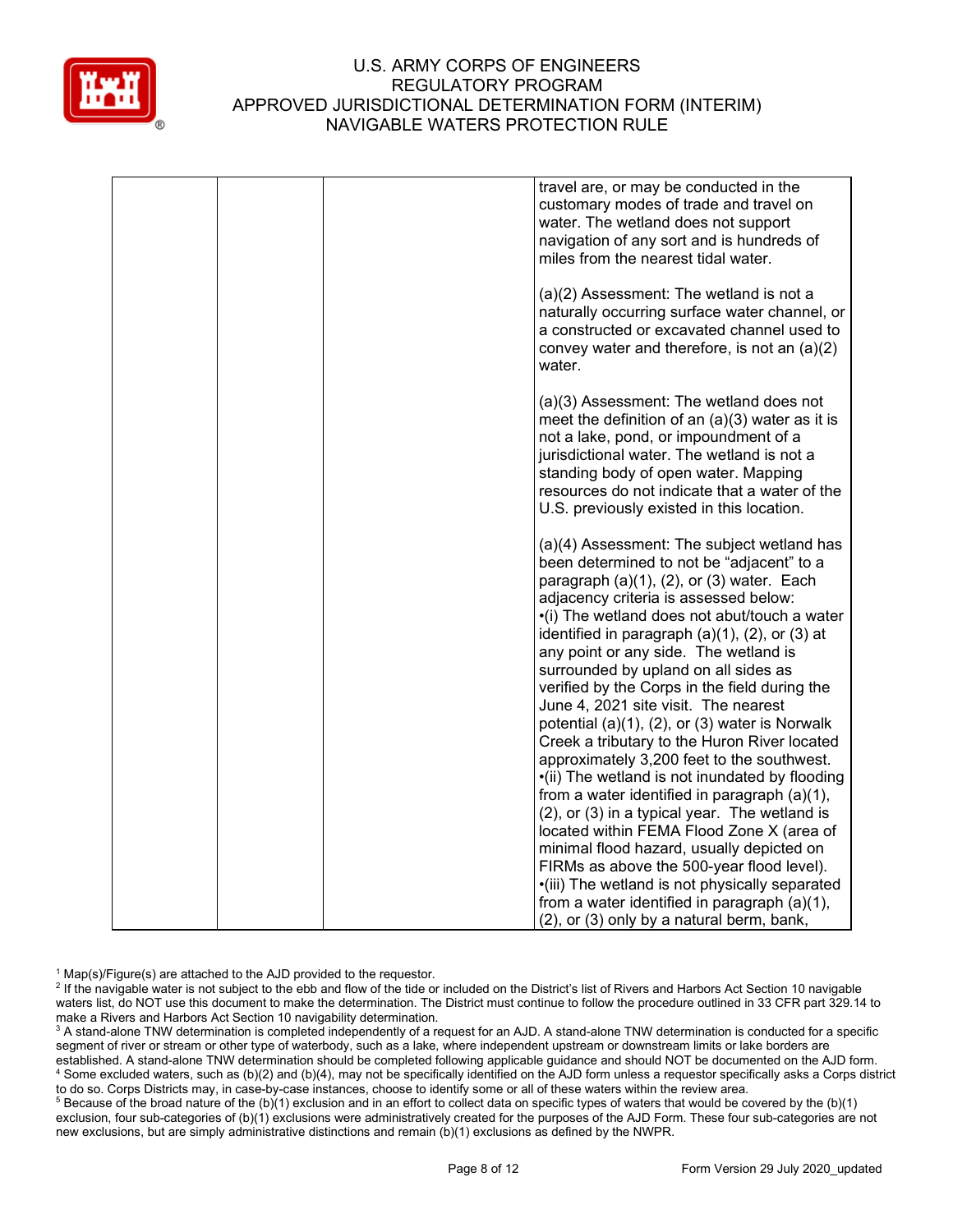| | | | |
|---|---|---|---|
| | | | travel are, or may be conducted in the customary modes of trade and travel on water. The wetland does not support navigation of any sort and is hundreds of miles from the nearest tidal water.<br><br>(a)(2) Assessment: The wetland is not a naturally occurring surface water channel, or a constructed or excavated channel used to convey water and therefore, is not an (a)(2) water.<br><br>(a)(3) Assessment: The wetland does not meet the definition of an (a)(3) water as it is not a lake, pond, or impoundment of a jurisdictional water. The wetland is not a standing body of open water. Mapping resources do not indicate that a water of the U.S. previously existed in this location.<br><br>(a)(4) Assessment: The subject wetland has been determined to not be "adjacent" to a paragraph (a)(1), (2), or (3) water. Each adjacency criteria is assessed below:<br>•(i) The wetland does not abut/touch a water identified in paragraph (a)(1), (2), or (3) at any point or any side. The wetland is surrounded by upland on all sides as verified by the Corps in the field during the June 4, 2021 site visit. The nearest potential (a)(1), (2), or (3) water is Norwalk Creek a tributary to the Huron River located approximately 3,200 feet to the southwest.<br>•(ii) The wetland is not inundated by flooding from a water identified in paragraph (a)(1), (2), or (3) in a typical year. The wetland is located within FEMA Flood Zone X (area of minimal flood hazard, usually depicted on FIRMs as above the 500-year flood level).<br>•(iii) The wetland is not physically separated from a water identified in paragraph (a)(1), (2), or (3) only by a natural berm, bank, |

[1] Map(s)/Figure(s) are attached to the AJD provided to the requestor.
[2] If the navigable water is not subject to the ebb and flow of the tide or included on the District's list of Rivers and Harbors Act Section 10 navigable waters list, do NOT use this document to make the determination. The District must continue to follow the procedure outlined in 33 CFR part 329.14 to make a Rivers and Harbors Act Section 10 navigability determination.
[3] A stand-alone TNW determination is completed independently of a request for an AJD. A stand-alone TNW determination is conducted for a specific segment of river or stream or other type of waterbody, such as a lake, where independent upstream or downstream limits or lake borders are established. A stand-alone TNW determination should be completed following applicable guidance and should NOT be documented on the AJD form.
[4] Some excluded waters, such as (b)(2) and (b)(4), may not be specifically identified on the AJD form unless a requestor specifically asks a Corps district to do so. Corps Districts may, in case-by-case instances, choose to identify some or all of these waters within the review area.
[5] Because of the broad nature of the (b)(1) exclusion and in an effort to collect data on specific types of waters that would be covered by the (b)(1) exclusion, four sub-categories of (b)(1) exclusions were administratively created for the purposes of the AJD Form. These four sub-categories are not new exclusions, but are simply administrative distinctions and remain (b)(1) exclusions as defined by the NWPR.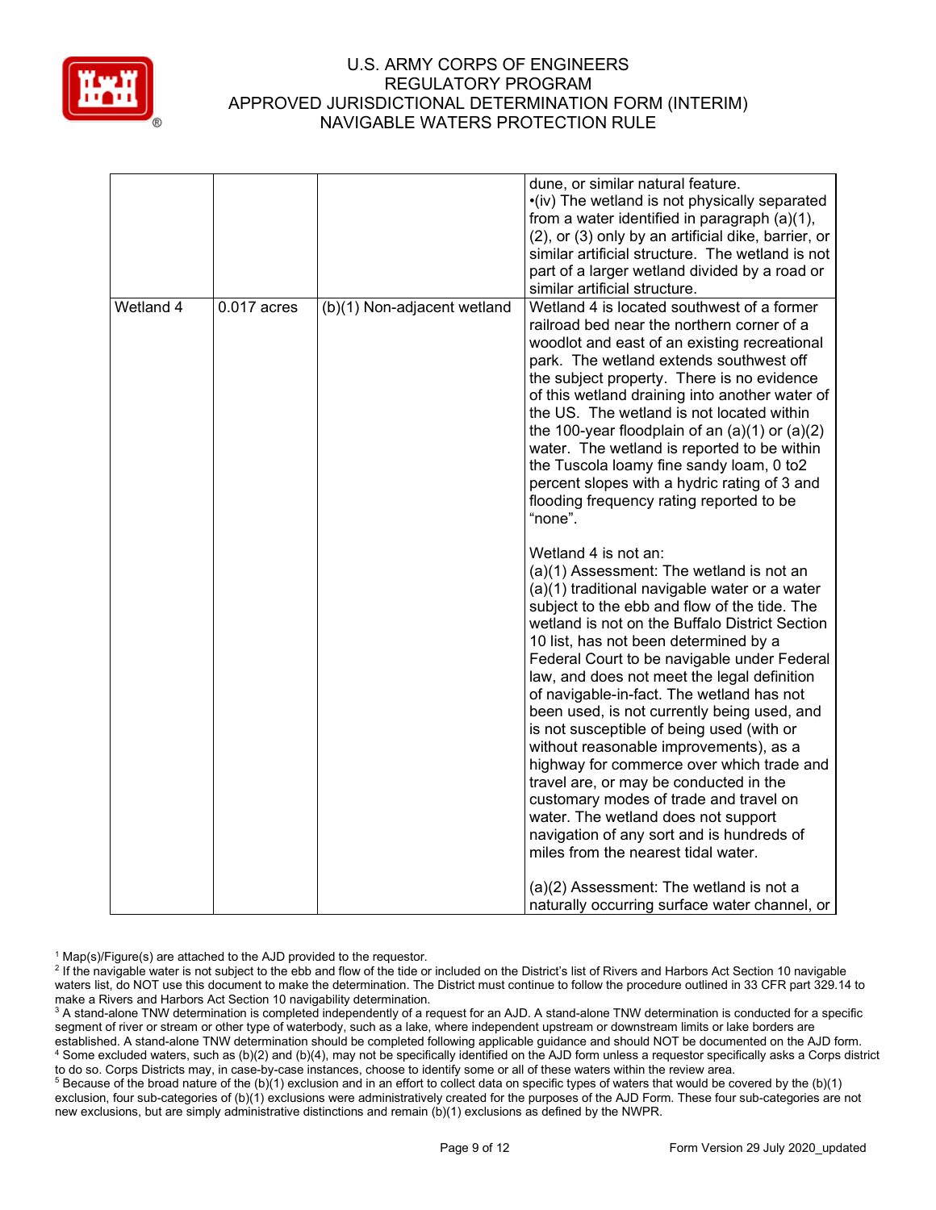| | | | |
|---|---|---|---|
| | | | dune, or similar natural feature.<br>•(iv) The wetland is not physically separated from a water identified in paragraph (a)(1), (2), or (3) only by an artificial dike, barrier, or similar artificial structure. The wetland is not part of a larger wetland divided by a road or similar artificial structure. |
| Wetland 4 | 0.017 acres | (b)(1) Non-adjacent wetland | Wetland 4 is located southwest of a former railroad bed near the northern corner of a woodlot and east of an existing recreational park. The wetland extends southwest off the subject property. There is no evidence of this wetland draining into another water of the US. The wetland is not located within the 100-year floodplain of an (a)(1) or (a)(2) water. The wetland is reported to be within the Tuscola loamy fine sandy loam, 0 to2 percent slopes with a hydric rating of 3 and flooding frequency rating reported to be "none".<br><br>Wetland 4 is not an:<br>(a)(1) Assessment: The wetland is not an (a)(1) traditional navigable water or a water subject to the ebb and flow of the tide. The wetland is not on the Buffalo District Section 10 list, has not been determined by a Federal Court to be navigable under Federal law, and does not meet the legal definition of navigable-in-fact. The wetland has not been used, is not currently being used, and is not susceptible of being used (with or without reasonable improvements), as a highway for commerce over which trade and travel are, or may be conducted in the customary modes of trade and travel on water. The wetland does not support navigation of any sort and is hundreds of miles from the nearest tidal water.<br><br>(a)(2) Assessment: The wetland is not a naturally occurring surface water channel, or |

[1] Map(s)/Figure(s) are attached to the AJD provided to the requestor.

[2] If the navigable water is not subject to the ebb and flow of the tide or included on the District's list of Rivers and Harbors Act Section 10 navigable waters list, do NOT use this document to make the determination. The District must continue to follow the procedure outlined in 33 CFR part 329.14 to make a Rivers and Harbors Act Section 10 navigability determination.

[3] A stand-alone TNW determination is completed independently of a request for an AJD. A stand-alone TNW determination is conducted for a specific segment of river or stream or other type of waterbody, such as a lake, where independent upstream or downstream limits or lake borders are established. A stand-alone TNW determination should be completed following applicable guidance and should NOT be documented on the AJD form.

[4] Some excluded waters, such as (b)(2) and (b)(4), may not be specifically identified on the AJD form unless a requestor specifically asks a Corps district to do so. Corps Districts may, in case-by-case instances, choose to identify some or all of these waters within the review area.

[5] Because of the broad nature of the (b)(1) exclusion and in an effort to collect data on specific types of waters that would be covered by the (b)(1) exclusion, four sub-categories of (b)(1) exclusions were administratively created for the purposes of the AJD Form. These four sub-categories are not new exclusions, but are simply administrative distinctions and remain (b)(1) exclusions as defined by the NWPR.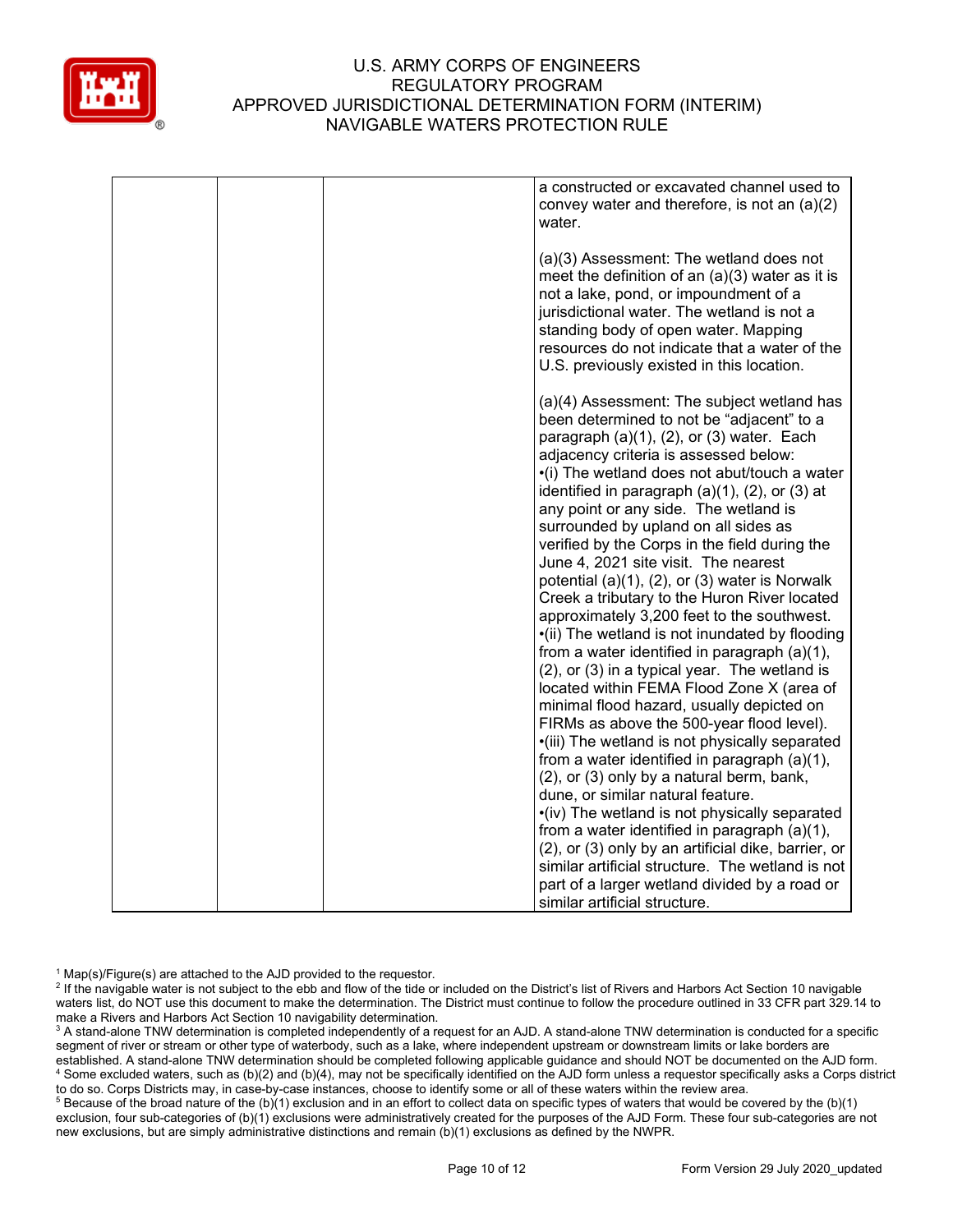| | | | a constructed or excavated channel used to convey water and therefore, is not an (a)(2) water.<br><br>(a)(3) Assessment: The wetland does not meet the definition of an (a)(3) water as it is not a lake, pond, or impoundment of a jurisdictional water. The wetland is not a standing body of open water. Mapping resources do not indicate that a water of the U.S. previously existed in this location.<br><br>(a)(4) Assessment: The subject wetland has been determined to not be "adjacent" to a paragraph (a)(1), (2), or (3) water. Each adjacency criteria is assessed below:<br>•(i) The wetland does not abut/touch a water identified in paragraph (a)(1), (2), or (3) at any point or any side. The wetland is surrounded by upland on all sides as verified by the Corps in the field during the June 4, 2021 site visit. The nearest potential (a)(1), (2), or (3) water is Norwalk Creek a tributary to the Huron River located approximately 3,200 feet to the southwest.<br>•(ii) The wetland is not inundated by flooding from a water identified in paragraph (a)(1), (2), or (3) in a typical year. The wetland is located within FEMA Flood Zone X (area of minimal flood hazard, usually depicted on FIRMs as above the 500-year flood level).<br>•(iii) The wetland is not physically separated from a water identified in paragraph (a)(1), (2), or (3) only by a natural berm, bank, dune, or similar natural feature.<br>•(iv) The wetland is not physically separated from a water identified in paragraph (a)(1), (2), or (3) only by an artificial dike, barrier, or similar artificial structure. The wetland is not part of a larger wetland divided by a road or similar artificial structure. |
|---|---|---|---|

[1] Map(s)/Figure(s) are attached to the AJD provided to the requestor.

[2] If the navigable water is not subject to the ebb and flow of the tide or included on the District's list of Rivers and Harbors Act Section 10 navigable waters list, do NOT use this document to make the determination. The District must continue to follow the procedure outlined in 33 CFR part 329.14 to make a Rivers and Harbors Act Section 10 navigability determination.

[3] A stand-alone TNW determination is completed independently of a request for an AJD. A stand-alone TNW determination is conducted for a specific segment of river or stream or other type of waterbody, such as a lake, where independent upstream or downstream limits or lake borders are established. A stand-alone TNW determination should be completed following applicable guidance and should NOT be documented on the AJD form.

[4] Some excluded waters, such as (b)(2) and (b)(4), may not be specifically identified on the AJD form unless a requestor specifically asks a Corps district to do so. Corps Districts may, in case-by-case instances, choose to identify some or all of these waters within the review area.

[5] Because of the broad nature of the (b)(1) exclusion and in an effort to collect data on specific types of waters that would be covered by the (b)(1) exclusion, four sub-categories of (b)(1) exclusions were administratively created for the purposes of the AJD Form. These four sub-categories are not new exclusions, but are simply administrative distinctions and remain (b)(1) exclusions as defined by the NWPR.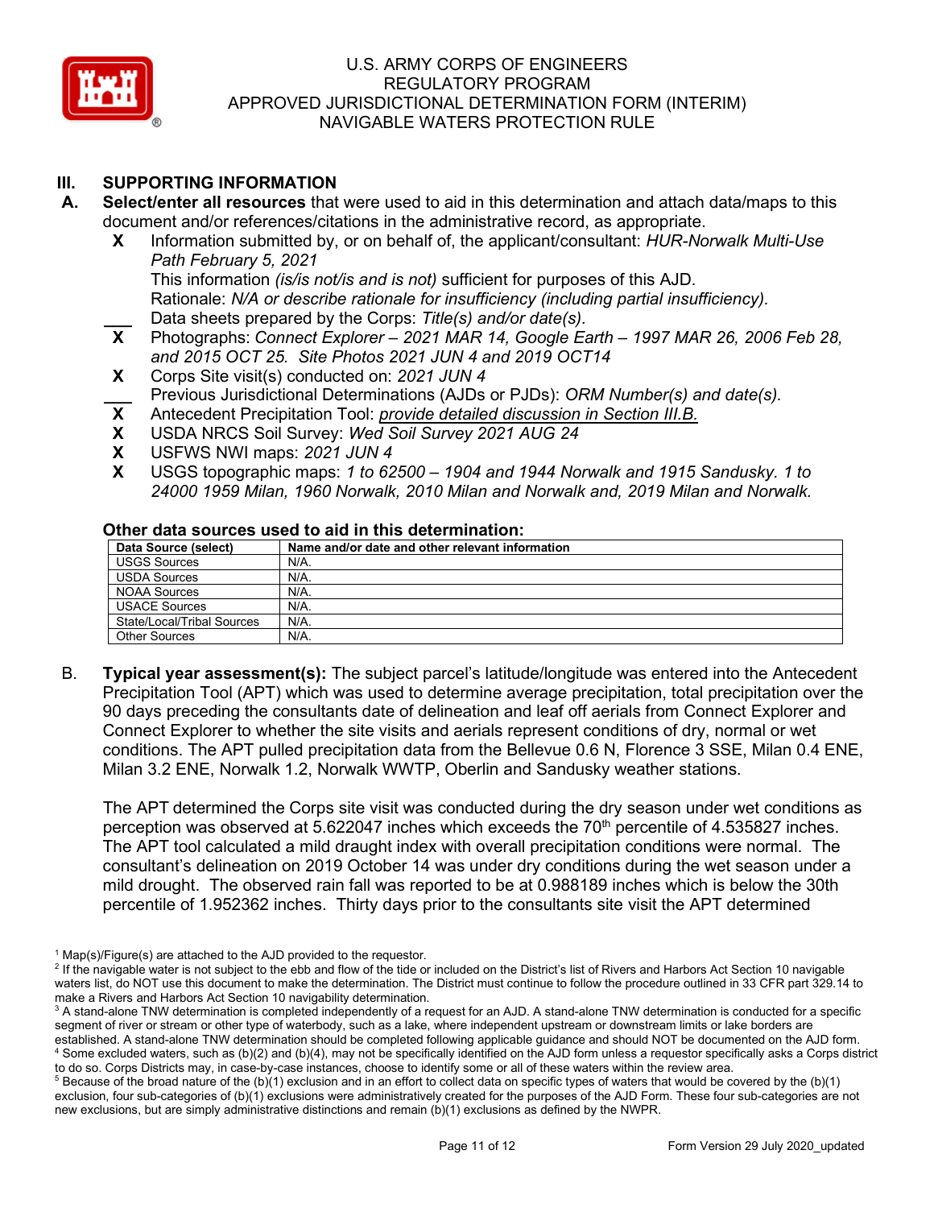## III. SUPPORTING INFORMATION

**A. Select/enter all resources** that were used to aid in this determination and attach data/maps to this document and/or references/citations in the administrative record, as appropriate.

- **X** Information submitted by, or on behalf of, the applicant/consultant: *HUR-Norwalk Multi-Use Path February 5, 2021*
  This information *(is/is not/is and is not)* sufficient for purposes of this AJD.
  Rationale: *N/A or describe rationale for insufficiency (including partial insufficiency).*
- ___ Data sheets prepared by the Corps: *Title(s) and/or date(s).*
- **X** Photographs: *Connect Explorer – 2021 MAR 14, Google Earth – 1997 MAR 26, 2006 Feb 28, and 2015 OCT 25. Site Photos 2021 JUN 4 and 2019 OCT14*
- **X** Corps Site visit(s) conducted on: *2021 JUN 4*
- ___ Previous Jurisdictional Determinations (AJDs or PJDs): *ORM Number(s) and date(s).*
- **X** Antecedent Precipitation Tool: *provide detailed discussion in Section III.B.*
- **X** USDA NRCS Soil Survey: *Wed Soil Survey 2021 AUG 24*
- **X** USFWS NWI maps: *2021 JUN 4*
- **X** USGS topographic maps: *1 to 62500 – 1904 and 1944 Norwalk and 1915 Sandusky. 1 to 24000 1959 Milan, 1960 Norwalk, 2010 Milan and Norwalk and, 2019 Milan and Norwalk.*

**Other data sources used to aid in this determination:**

| Data Source (select) | Name and/or date and other relevant information |
|---|---|
| USGS Sources | N/A. |
| USDA Sources | N/A. |
| NOAA Sources | N/A. |
| USACE Sources | N/A. |
| State/Local/Tribal Sources | N/A. |
| Other Sources | N/A. |

B. **Typical year assessment(s):** The subject parcel's latitude/longitude was entered into the Antecedent Precipitation Tool (APT) which was used to determine average precipitation, total precipitation over the 90 days preceding the consultants date of delineation and leaf off aerials from Connect Explorer and Connect Explorer to whether the site visits and aerials represent conditions of dry, normal or wet conditions. The APT pulled precipitation data from the Bellevue 0.6 N, Florence 3 SSE, Milan 0.4 ENE, Milan 3.2 ENE, Norwalk 1.2, Norwalk WWTP, Oberlin and Sandusky weather stations.

The APT determined the Corps site visit was conducted during the dry season under wet conditions as perception was observed at 5.622047 inches which exceeds the 70th percentile of 4.535827 inches. The APT tool calculated a mild draught index with overall precipitation conditions were normal. The consultant's delineation on 2019 October 14 was under dry conditions during the wet season under a mild drought. The observed rain fall was reported to be at 0.988189 inches which is below the 30th percentile of 1.952362 inches. Thirty days prior to the consultants site visit the APT determined

---

[1] Map(s)/Figure(s) are attached to the AJD provided to the requestor.
[2] If the navigable water is not subject to the ebb and flow of the tide or included on the District's list of Rivers and Harbors Act Section 10 navigable waters list, do NOT use this document to make the determination. The District must continue to follow the procedure outlined in 33 CFR part 329.14 to make a Rivers and Harbors Act Section 10 navigability determination.
[3] A stand-alone TNW determination is completed independently of a request for an AJD. A stand-alone TNW determination is conducted for a specific segment of river or stream or other type of waterbody, such as a lake, where independent upstream or downstream limits or lake borders are established. A stand-alone TNW determination should be completed following applicable guidance and should NOT be documented on the AJD form.
[4] Some excluded waters, such as (b)(2) and (b)(4), may not be specifically identified on the AJD form unless a requestor specifically asks a Corps district to do so. Corps Districts may, in case-by-case instances, choose to identify some or all of these waters within the review area.
[5] Because of the broad nature of the (b)(1) exclusion and in an effort to collect data on specific types of waters that would be covered by the (b)(1) exclusion, four sub-categories of (b)(1) exclusions were administratively created for the purposes of the AJD Form. These four sub-categories are not new exclusions, but are simply administrative distinctions and remain (b)(1) exclusions as defined by the NWPR.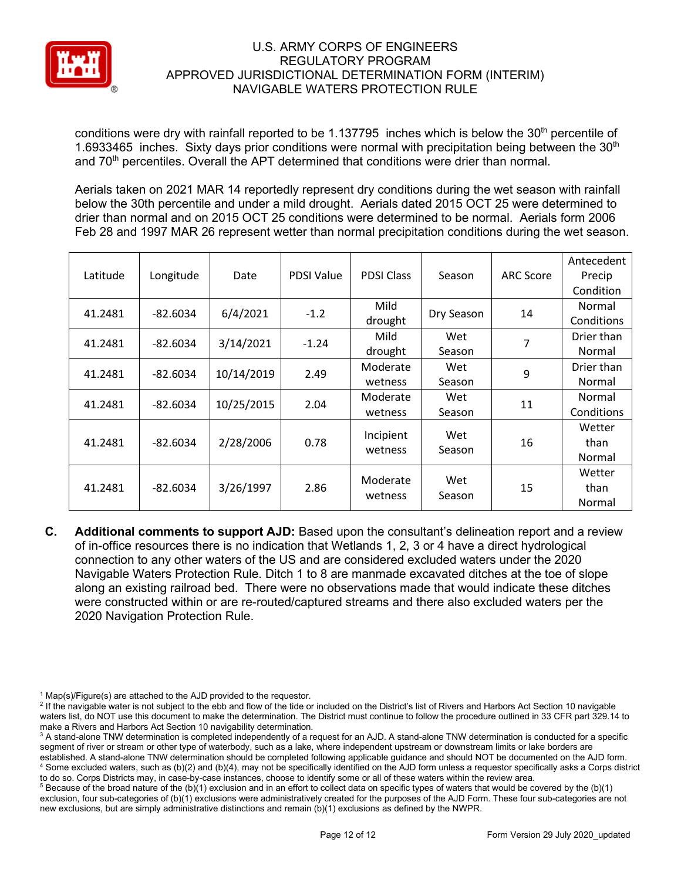conditions were dry with rainfall reported to be 1.137795 inches which is below the 30th percentile of 1.6933465 inches. Sixty days prior conditions were normal with precipitation being between the 30th and 70th percentiles. Overall the APT determined that conditions were drier than normal.

Aerials taken on 2021 MAR 14 reportedly represent dry conditions during the wet season with rainfall below the 30th percentile and under a mild drought. Aerials dated 2015 OCT 25 were determined to drier than normal and on 2015 OCT 25 conditions were determined to be normal. Aerials form 2006 Feb 28 and 1997 MAR 26 represent wetter than normal precipitation conditions during the wet season.

| Latitude | Longitude | Date | PDSI Value | PDSI Class | Season | ARC Score | Antecedent Precip Condition |
|---|---|---|---|---|---|---|---|
| 41.2481 | -82.6034 | 6/4/2021 | -1.2 | Mild drought | Dry Season | 14 | Normal Conditions |
| 41.2481 | -82.6034 | 3/14/2021 | -1.24 | Mild drought | Wet Season | 7 | Drier than Normal |
| 41.2481 | -82.6034 | 10/14/2019 | 2.49 | Moderate wetness | Wet Season | 9 | Drier than Normal |
| 41.2481 | -82.6034 | 10/25/2015 | 2.04 | Moderate wetness | Wet Season | 11 | Normal Conditions |
| 41.2481 | -82.6034 | 2/28/2006 | 0.78 | Incipient wetness | Wet Season | 16 | Wetter than Normal |
| 41.2481 | -82.6034 | 3/26/1997 | 2.86 | Moderate wetness | Wet Season | 15 | Wetter than Normal |

C. **Additional comments to support AJD:** Based upon the consultant's delineation report and a review of in-office resources there is no indication that Wetlands 1, 2, 3 or 4 have a direct hydrological connection to any other waters of the US and are considered excluded waters under the 2020 Navigable Waters Protection Rule. Ditch 1 to 8 are manmade excavated ditches at the toe of slope along an existing railroad bed. There were no observations made that would indicate these ditches were constructed within or are re-routed/captured streams and there also excluded waters per the 2020 Navigation Protection Rule.

[1] Map(s)/Figure(s) are attached to the AJD provided to the requestor.
[2] If the navigable water is not subject to the ebb and flow of the tide or included on the District's list of Rivers and Harbors Act Section 10 navigable waters list, do NOT use this document to make the determination. The District must continue to follow the procedure outlined in 33 CFR part 329.14 to make a Rivers and Harbors Act Section 10 navigability determination.
[3] A stand-alone TNW determination is completed independently of a request for an AJD. A stand-alone TNW determination is conducted for a specific segment of river or stream or other type of waterbody, such as a lake, where independent upstream or downstream limits or lake borders are established. A stand-alone TNW determination should be completed following applicable guidance and should NOT be documented on the AJD form.
[4] Some excluded waters, such as (b)(2) and (b)(4), may not be specifically identified on the AJD form unless a requestor specifically asks a Corps district to do so. Corps Districts may, in case-by-case instances, choose to identify some or all of these waters within the review area.
[5] Because of the broad nature of the (b)(1) exclusion and in an effort to collect data on specific types of waters that would be covered by the (b)(1) exclusion, four sub-categories of (b)(1) exclusions were administratively created for the purposes of the AJD Form. These four sub-categories are not new exclusions, but are simply administrative distinctions and remain (b)(1) exclusions as defined by the NWPR.